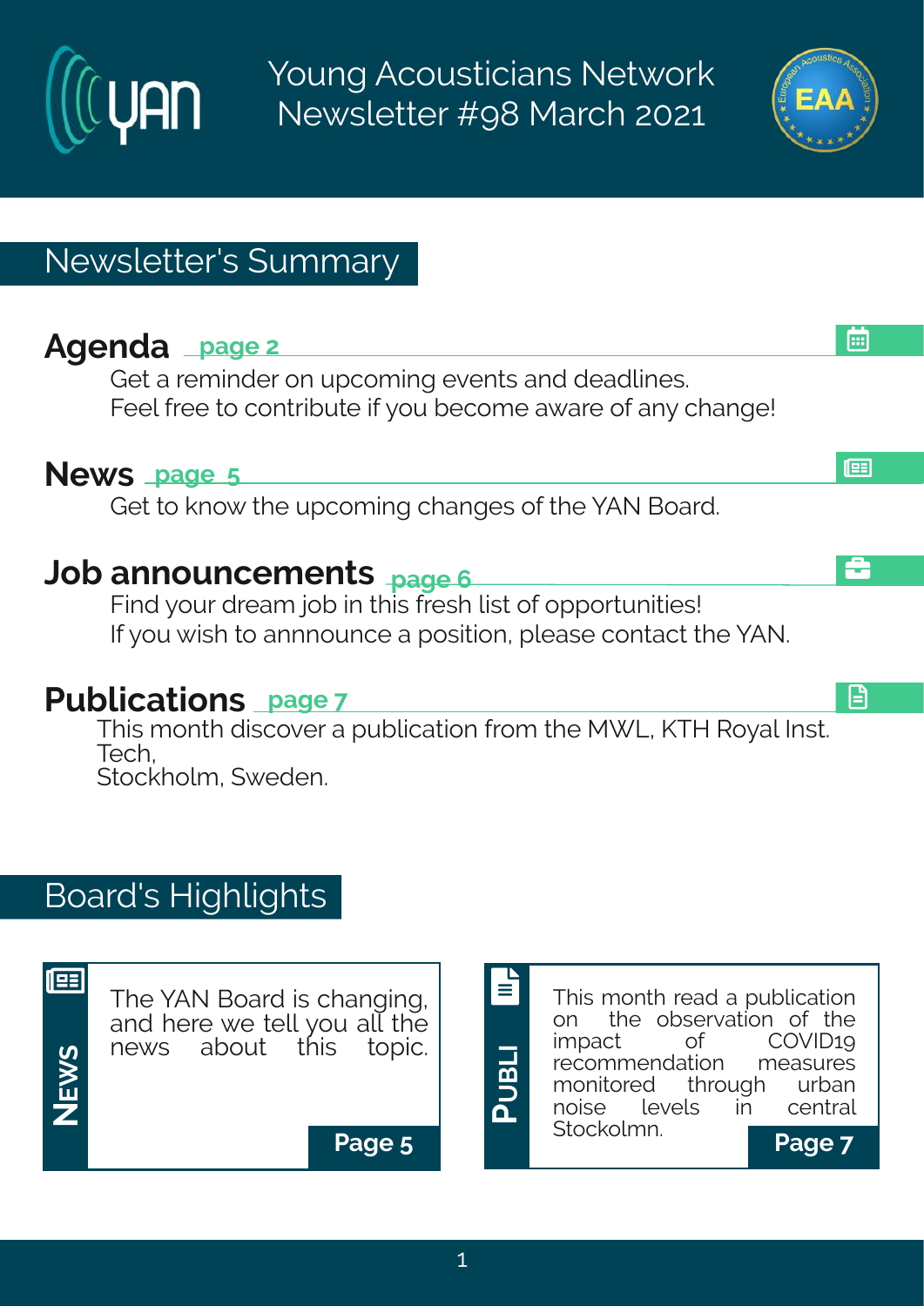# Young Acousticians Network Newsletter #98 March 2021

## Newsletter's Summary

### Agenda page 2

Get a reminder on upcoming events and deadlines.
Feel free to contribute if you become aware of any change!

### News page 5

Get to know the upcoming changes of the YAN Board.

### Job announcements page 6

Find your dream job in this fresh list of opportunities!
If you wish to annnounce a position, please contact the YAN.

### Publications page 7

This month discover a publication from the MWL, KTH Royal Inst. Tech,
Stockholm, Sweden.

## Board's Highlights

**NEWS**

The YAN Board is changing, and here we tell you all the news about this topic.

**Page 5**

**PUBLI**

This month read a publication on the observation of the impact of COVID19 recommendation measures monitored through urban noise levels in central Stockolmn.

**Page 7**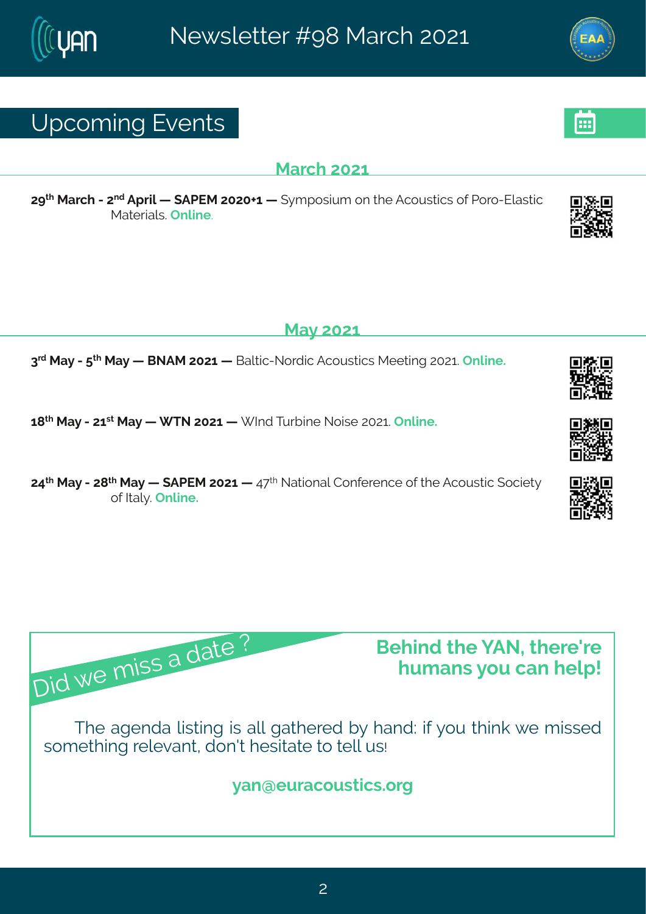## Upcoming Events

### March 2021

**29th March - 2nd April — SAPEM 2020+1 —** Symposium on the Acoustics of Poro-Elastic Materials. **Online**.

### May 2021

**3rd May - 5th May — BNAM 2021 —** Baltic-Nordic Acoustics Meeting 2021. **Online.**

**18th May - 21st May — WTN 2021 —** WInd Turbine Noise 2021. **Online.**

**24th May - 28th May — SAPEM 2021 —** 47th National Conference of the Acoustic Society of Italy. **Online.**

---

*Did we miss a date ?*

**Behind the YAN, there're humans you can help!**

The agenda listing is all gathered by hand: if you think we missed something relevant, don't hesitate to tell us!

**yan@euracoustics.org**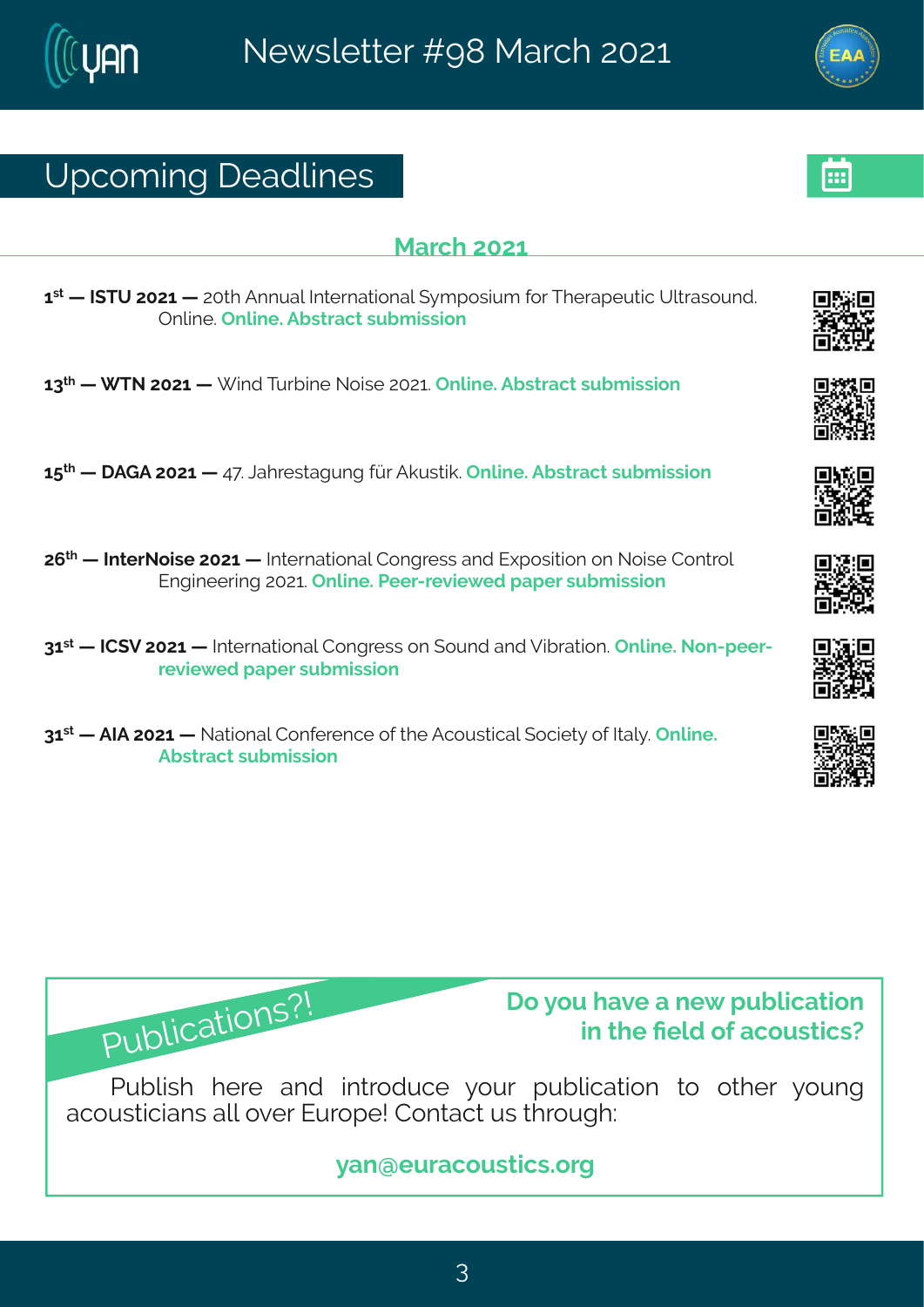## Upcoming Deadlines

### March 2021

**1st — ISTU 2021 —** 20th Annual International Symposium for Therapeutic Ultrasound. Online. **Online. Abstract submission**

**13th — WTN 2021 —** Wind Turbine Noise 2021. **Online. Abstract submission**

**15th — DAGA 2021 —** 47. Jahrestagung für Akustik. **Online. Abstract submission**

**26th — InterNoise 2021 —** International Congress and Exposition on Noise Control Engineering 2021. **Online. Peer-reviewed paper submission**

**31st — ICSV 2021 —** International Congress on Sound and Vibration. **Online. Non-peer-reviewed paper submission**

**31st — AIA 2021 —** National Conference of the Acoustical Society of Italy. **Online. Abstract submission**

Publications?!

**Do you have a new publication in the field of acoustics?**

Publish here and introduce your publication to other young acousticians all over Europe! Contact us through:

**yan@euracoustics.org**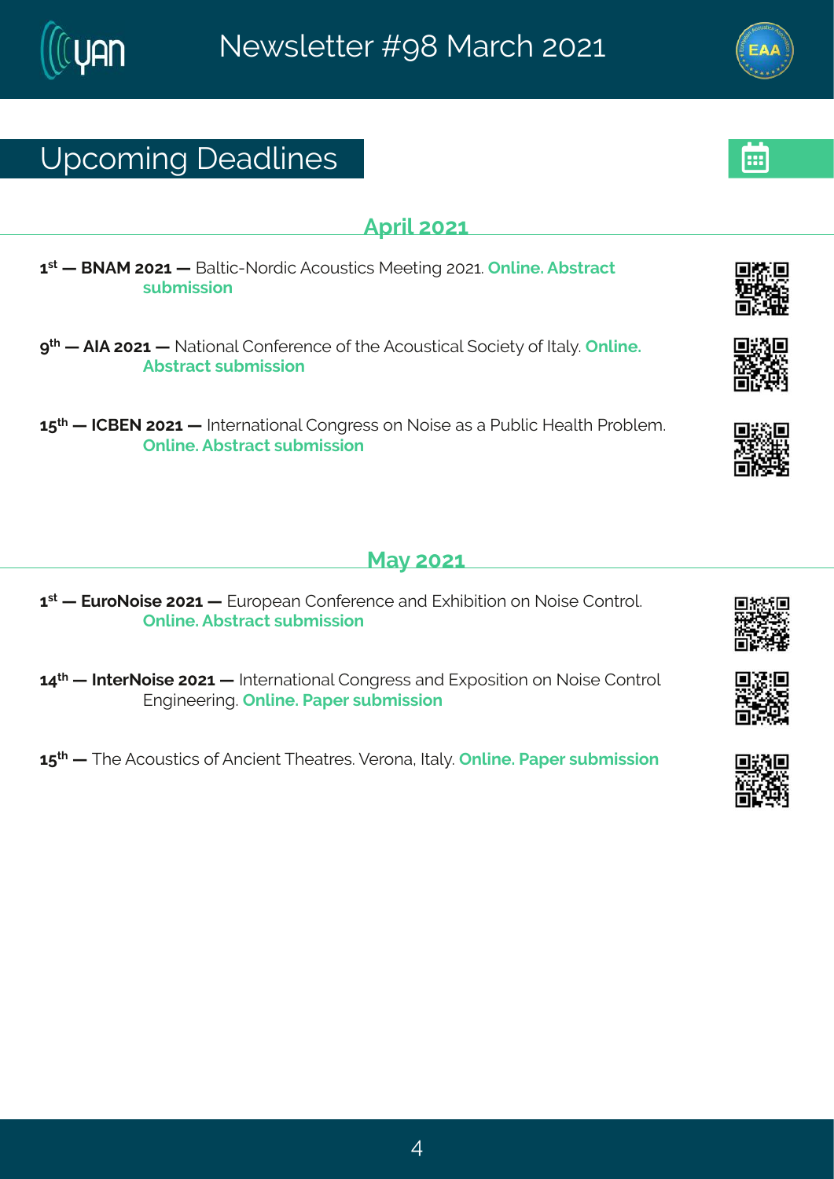## Upcoming Deadlines

### April 2021

1st — **BNAM 2021 —** Baltic-Nordic Acoustics Meeting 2021. **Online. Abstract submission**

9th — **AIA 2021 —** National Conference of the Acoustical Society of Italy. **Online. Abstract submission**

15th — **ICBEN 2021 —** International Congress on Noise as a Public Health Problem. **Online. Abstract submission**

### May 2021

1st — **EuroNoise 2021 —** European Conference and Exhibition on Noise Control. **Online. Abstract submission**

14th — **InterNoise 2021 —** International Congress and Exposition on Noise Control Engineering. **Online. Paper submission**

15th — The Acoustics of Ancient Theatres. Verona, Italy. **Online. Paper submission**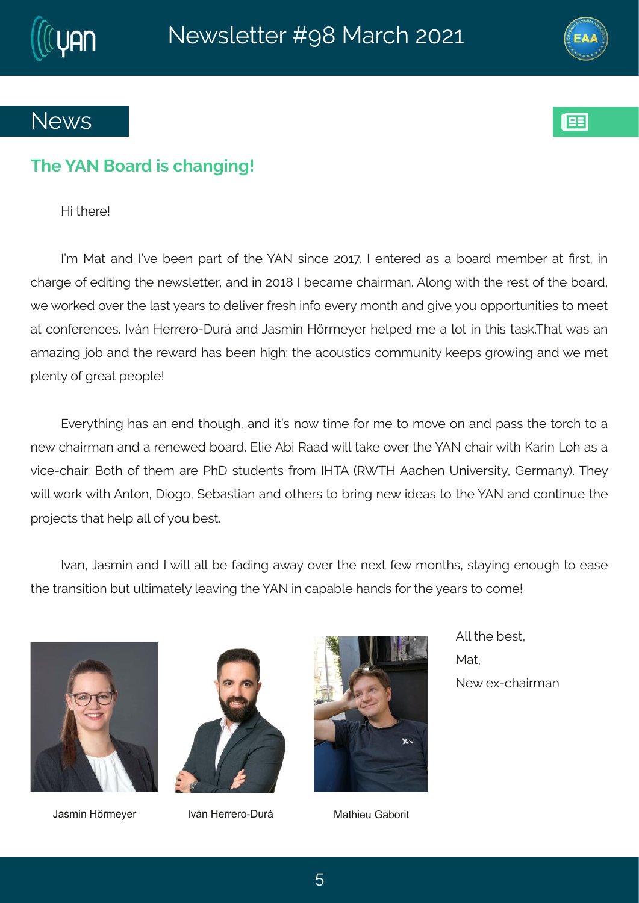# News

## The YAN Board is changing!

Hi there!

I'm Mat and I've been part of the YAN since 2017. I entered as a board member at first, in charge of editing the newsletter, and in 2018 I became chairman. Along with the rest of the board, we worked over the last years to deliver fresh info every month and give you opportunities to meet at conferences. Iván Herrero-Durá and Jasmin Hörmeyer helped me a lot in this task.That was an amazing job and the reward has been high: the acoustics community keeps growing and we met plenty of great people!

Everything has an end though, and it's now time for me to move on and pass the torch to a new chairman and a renewed board. Elie Abi Raad will take over the YAN chair with Karin Loh as a vice-chair. Both of them are PhD students from IHTA (RWTH Aachen University, Germany). They will work with Anton, Diogo, Sebastian and others to bring new ideas to the YAN and continue the projects that help all of you best.

Ivan, Jasmin and I will all be fading away over the next few months, staying enough to ease the transition but ultimately leaving the YAN in capable hands for the years to come!

All the best,

Mat,

New ex-chairman

Jasmin Hörmeyer

Iván Herrero-Durá

Mathieu Gaborit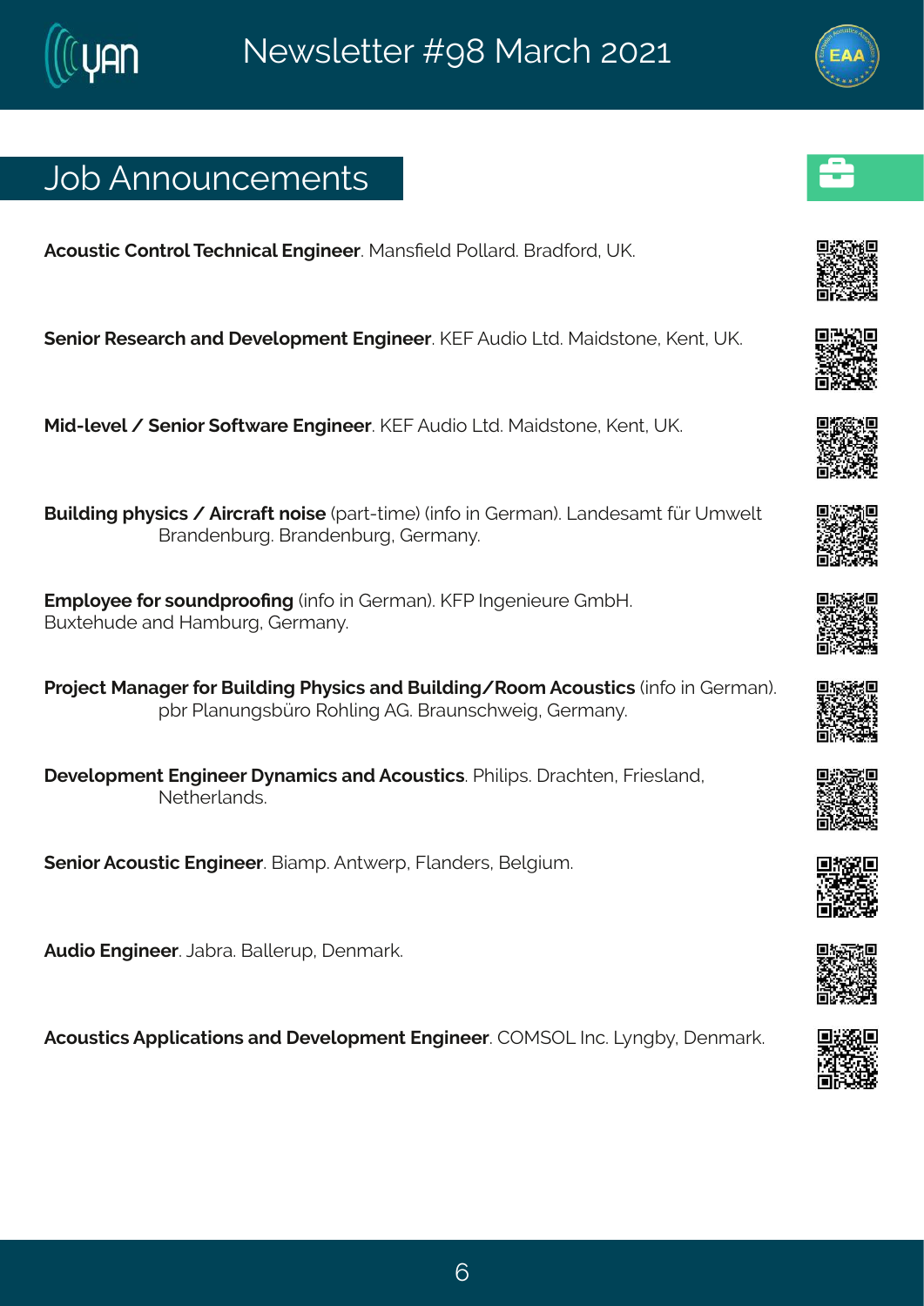## Job Announcements

**Acoustic Control Technical Engineer**. Mansfield Pollard. Bradford, UK.

**Senior Research and Development Engineer**. KEF Audio Ltd. Maidstone, Kent, UK.

**Mid-level / Senior Software Engineer**. KEF Audio Ltd. Maidstone, Kent, UK.

**Building physics / Aircraft noise** (part-time) (info in German). Landesamt für Umwelt Brandenburg. Brandenburg, Germany.

**Employee for soundproofing** (info in German). KFP Ingenieure GmbH. Buxtehude and Hamburg, Germany.

**Project Manager for Building Physics and Building/Room Acoustics** (info in German). pbr Planungsbüro Rohling AG. Braunschweig, Germany.

**Development Engineer Dynamics and Acoustics**. Philips. Drachten, Friesland, Netherlands.

**Senior Acoustic Engineer**. Biamp. Antwerp, Flanders, Belgium.

**Audio Engineer**. Jabra. Ballerup, Denmark.

**Acoustics Applications and Development Engineer**. COMSOL Inc. Lyngby, Denmark.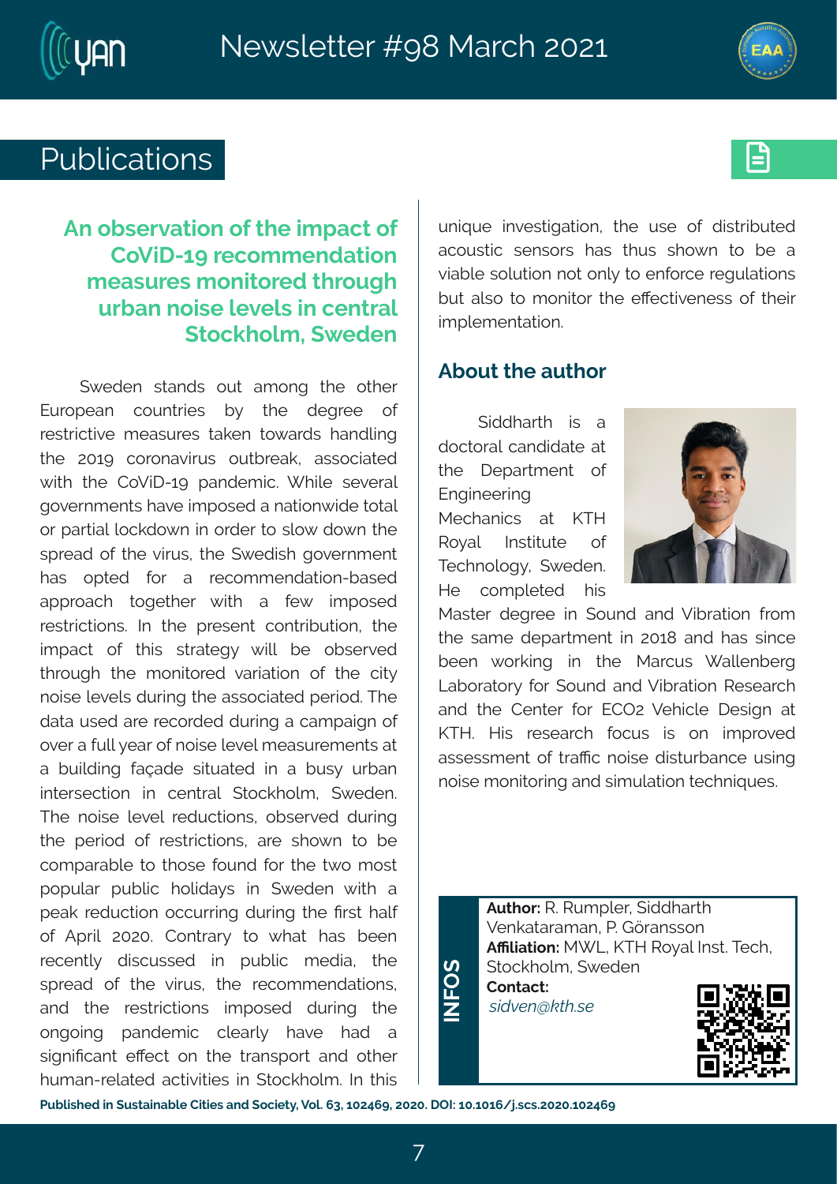# Publications

## An observation of the impact of CoViD-19 recommendation measures monitored through urban noise levels in central Stockholm, Sweden

Sweden stands out among the other European countries by the degree of restrictive measures taken towards handling the 2019 coronavirus outbreak, associated with the CoViD-19 pandemic. While several governments have imposed a nationwide total or partial lockdown in order to slow down the spread of the virus, the Swedish government has opted for a recommendation-based approach together with a few imposed restrictions. In the present contribution, the impact of this strategy will be observed through the monitored variation of the city noise levels during the associated period. The data used are recorded during a campaign of over a full year of noise level measurements at a building façade situated in a busy urban intersection in central Stockholm, Sweden. The noise level reductions, observed during the period of restrictions, are shown to be comparable to those found for the two most popular public holidays in Sweden with a peak reduction occurring during the first half of April 2020. Contrary to what has been recently discussed in public media, the spread of the virus, the recommendations, and the restrictions imposed during the ongoing pandemic clearly have had a significant effect on the transport and other human-related activities in Stockholm. In this unique investigation, the use of distributed acoustic sensors has thus shown to be a viable solution not only to enforce regulations but also to monitor the effectiveness of their implementation.

### About the author

Siddharth is a doctoral candidate at the Department of Engineering Mechanics at KTH Royal Institute of Technology, Sweden. He completed his Master degree in Sound and Vibration from the same department in 2018 and has since been working in the Marcus Wallenberg Laboratory for Sound and Vibration Research and the Center for ECO2 Vehicle Design at KTH. His research focus is on improved assessment of traffic noise disturbance using noise monitoring and simulation techniques.

**INFOS**

**Author:** R. Rumpler, Siddharth Venkataraman, P. Göransson
**Affiliation:** MWL, KTH Royal Inst. Tech, Stockholm, Sweden
**Contact:** *sidven@kth.se*

**Published in Sustainable Cities and Society, Vol. 63, 102469, 2020. DOI: 10.1016/j.scs.2020.102469**